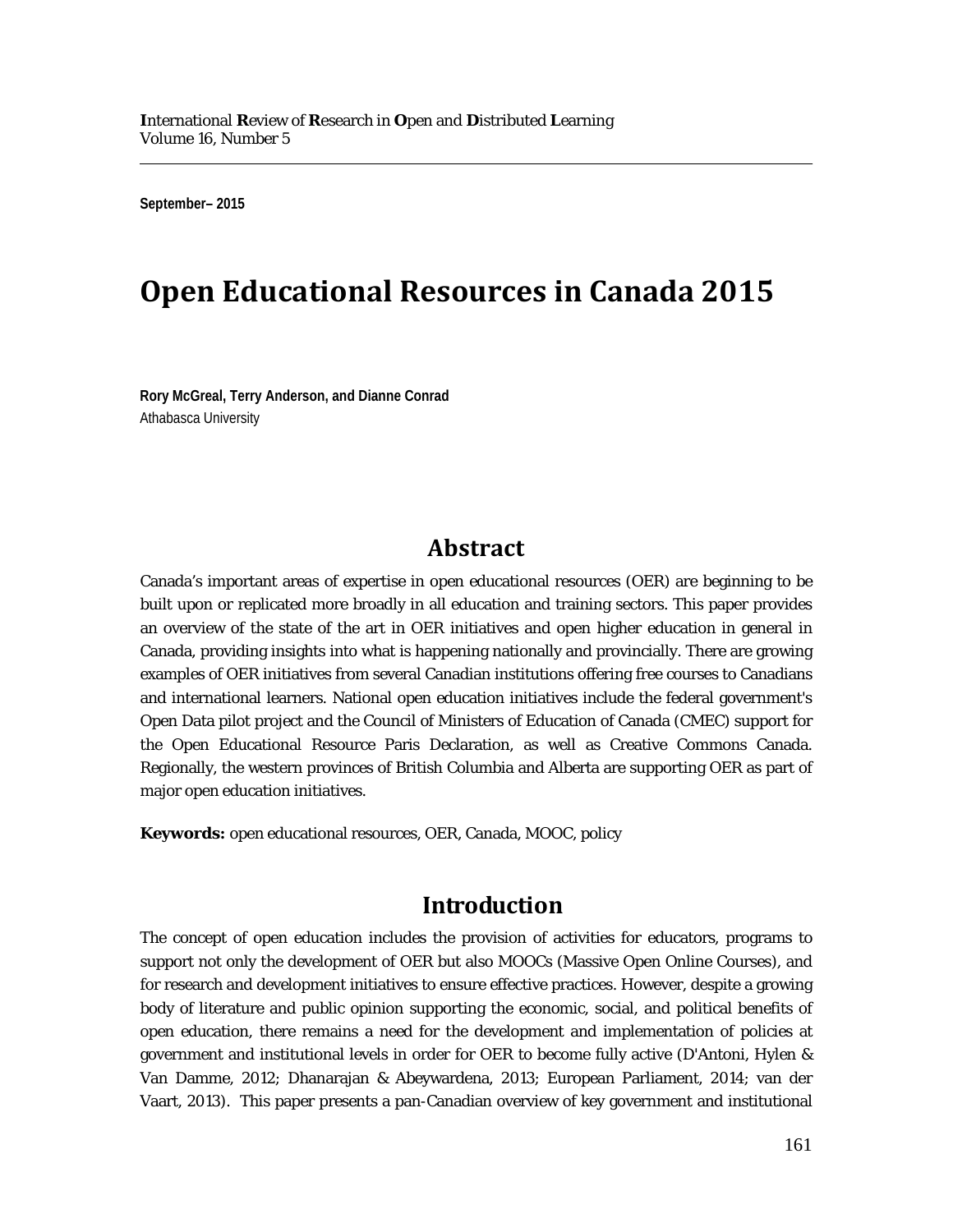September– 2015

# Open Educational Resources in Canada 2015

**Rory McGreal, Terry Anderson, and Dianne Conrad**
Athabasca University

## Abstract

Canada's important areas of expertise in open educational resources (OER) are beginning to be built upon or replicated more broadly in all education and training sectors. This paper provides an overview of the state of the art in OER initiatives and open higher education in general in Canada, providing insights into what is happening nationally and provincially. There are growing examples of OER initiatives from several Canadian institutions offering free courses to Canadians and international learners. National open education initiatives include the federal government's Open Data pilot project and the Council of Ministers of Education of Canada (CMEC) support for the Open Educational Resource Paris Declaration, as well as Creative Commons Canada. Regionally, the western provinces of British Columbia and Alberta are supporting OER as part of major open education initiatives.

**Keywords:** open educational resources, OER, Canada, MOOC, policy

## Introduction

The concept of open education includes the provision of activities for educators, programs to support not only the development of OER but also MOOCs (Massive Open Online Courses), and for research and development initiatives to ensure effective practices. However, despite a growing body of literature and public opinion supporting the economic, social, and political benefits of open education, there remains a need for the development and implementation of policies at government and institutional levels in order for OER to become fully active (D'Antoni, Hylen & Van Damme, 2012; Dhanarajan & Abeywardena, 2013; European Parliament, 2014; van der Vaart, 2013). This paper presents a pan-Canadian overview of key government and institutional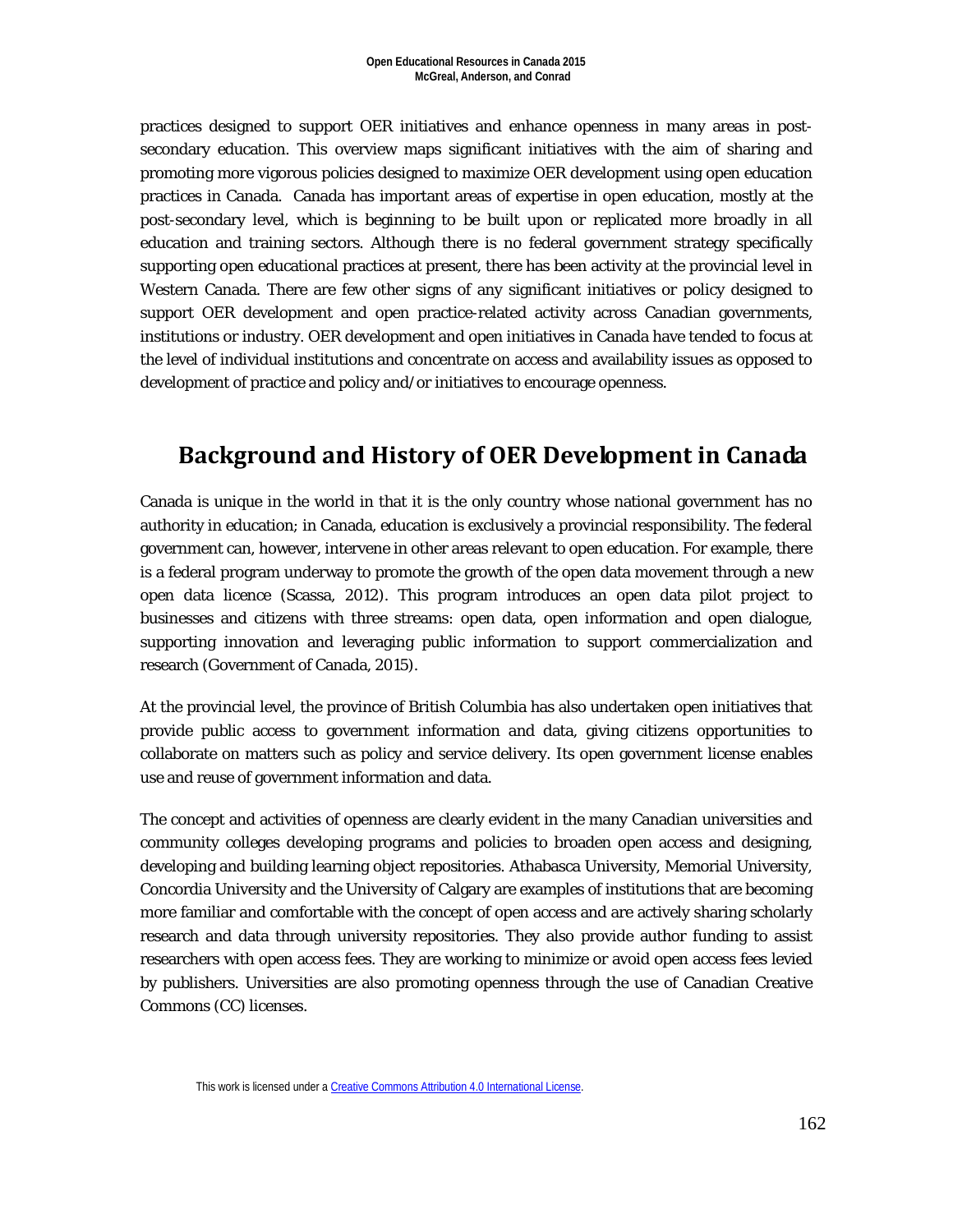practices designed to support OER initiatives and enhance openness in many areas in post-secondary education. This overview maps significant initiatives with the aim of sharing and promoting more vigorous policies designed to maximize OER development using open education practices in Canada. Canada has important areas of expertise in open education, mostly at the post-secondary level, which is beginning to be built upon or replicated more broadly in all education and training sectors. Although there is no federal government strategy specifically supporting open educational practices at present, there has been activity at the provincial level in Western Canada. There are few other signs of any significant initiatives or policy designed to support OER development and open practice-related activity across Canadian governments, institutions or industry. OER development and open initiatives in Canada have tended to focus at the level of individual institutions and concentrate on access and availability issues as opposed to development of practice and policy and/or initiatives to encourage openness.

## Background and History of OER Development in Canada

Canada is unique in the world in that it is the only country whose national government has no authority in education; in Canada, education is exclusively a provincial responsibility. The federal government can, however, intervene in other areas relevant to open education. For example, there is a federal program underway to promote the growth of the open data movement through a new open data licence (Scassa, 2012). This program introduces an open data pilot project to businesses and citizens with three streams: open data, open information and open dialogue, supporting innovation and leveraging public information to support commercialization and research (Government of Canada, 2015).

At the provincial level, the province of British Columbia has also undertaken open initiatives that provide public access to government information and data, giving citizens opportunities to collaborate on matters such as policy and service delivery. Its open government license enables use and reuse of government information and data.

The concept and activities of openness are clearly evident in the many Canadian universities and community colleges developing programs and policies to broaden open access and designing, developing and building learning object repositories. Athabasca University, Memorial University, Concordia University and the University of Calgary are examples of institutions that are becoming more familiar and comfortable with the concept of open access and are actively sharing scholarly research and data through university repositories. They also provide author funding to assist researchers with open access fees. They are working to minimize or avoid open access fees levied by publishers. Universities are also promoting openness through the use of Canadian Creative Commons (CC) licenses.

This work is licensed under a Creative Commons Attribution 4.0 International License.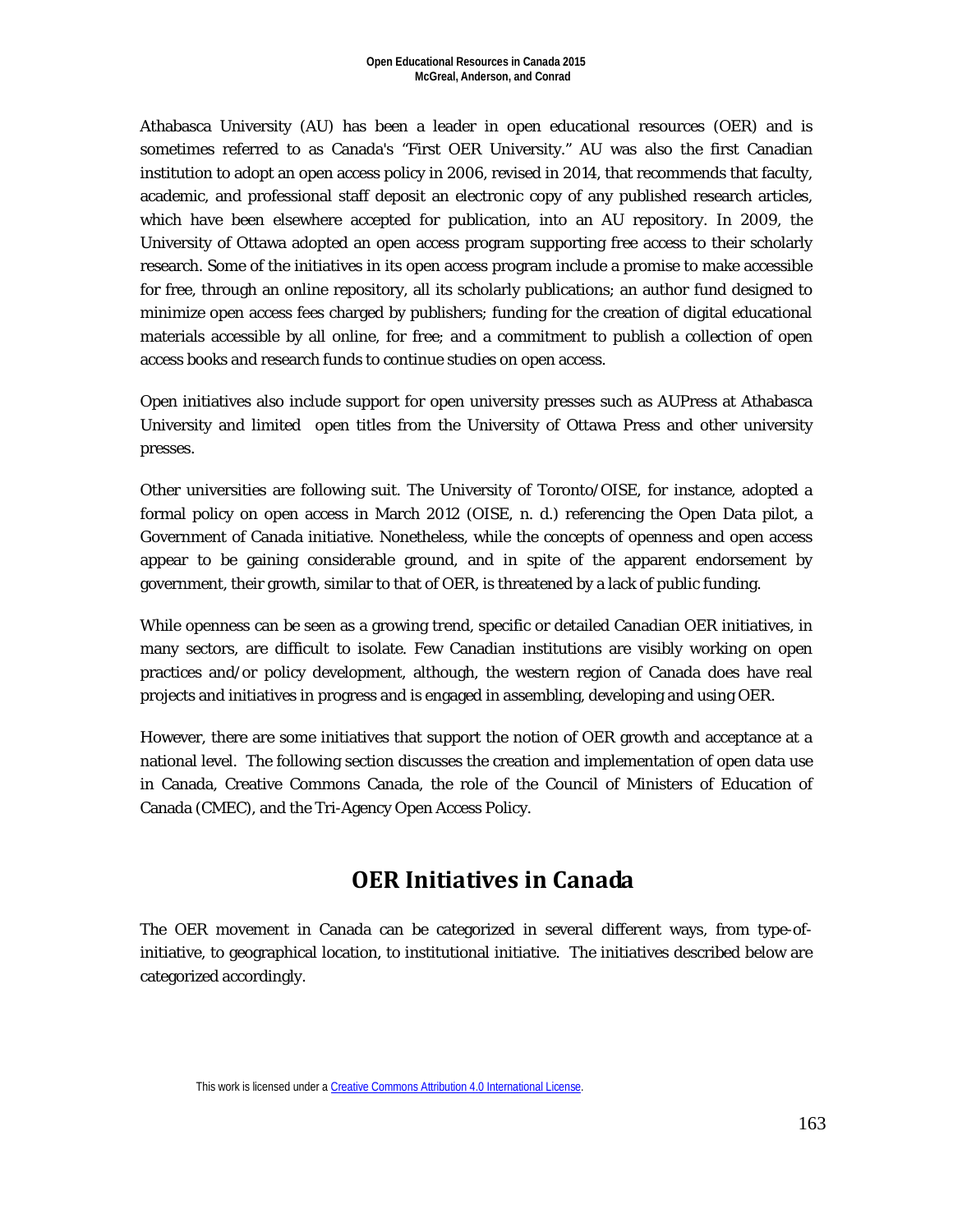Athabasca University (AU) has been a leader in open educational resources (OER) and is sometimes referred to as Canada's "First OER University." AU was also the first Canadian institution to adopt an open access policy in 2006, revised in 2014, that recommends that faculty, academic, and professional staff deposit an electronic copy of any published research articles, which have been elsewhere accepted for publication, into an AU repository. In 2009, the University of Ottawa adopted an open access program supporting free access to their scholarly research. Some of the initiatives in its open access program include a promise to make accessible for free, through an online repository, all its scholarly publications; an author fund designed to minimize open access fees charged by publishers; funding for the creation of digital educational materials accessible by all online, for free; and a commitment to publish a collection of open access books and research funds to continue studies on open access.

Open initiatives also include support for open university presses such as AUPress at Athabasca University and limited open titles from the University of Ottawa Press and other university presses.

Other universities are following suit. The University of Toronto/OISE, for instance, adopted a formal policy on open access in March 2012 (OISE, n. d.) referencing the Open Data pilot, a Government of Canada initiative. Nonetheless, while the concepts of openness and open access appear to be gaining considerable ground, and in spite of the apparent endorsement by government, their growth, similar to that of OER, is threatened by a lack of public funding.

While openness can be seen as a growing trend, specific or detailed Canadian OER initiatives, in many sectors, are difficult to isolate. Few Canadian institutions are visibly working on open practices and/or policy development, although, the western region of Canada does have real projects and initiatives in progress and is engaged in assembling, developing and using OER.

However, there are some initiatives that support the notion of OER growth and acceptance at a national level. The following section discusses the creation and implementation of open data use in Canada, Creative Commons Canada, the role of the Council of Ministers of Education of Canada (CMEC), and the Tri-Agency Open Access Policy.

## OER Initiatives in Canada

The OER movement in Canada can be categorized in several different ways, from type-of-initiative, to geographical location, to institutional initiative. The initiatives described below are categorized accordingly.

This work is licensed under a Creative Commons Attribution 4.0 International License.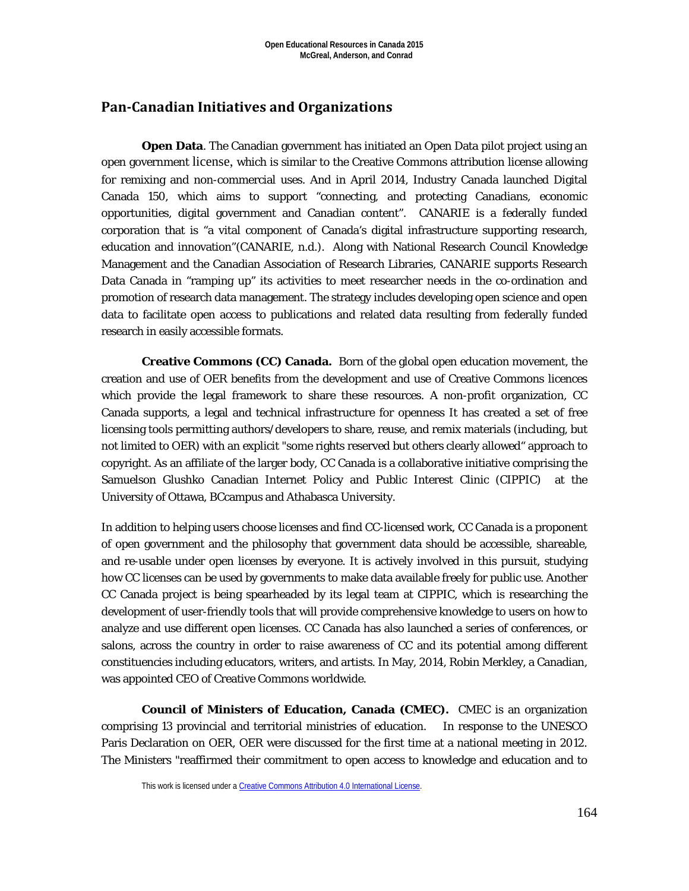## Pan-Canadian Initiatives and Organizations

**Open Data**. The Canadian government has initiated an Open Data pilot project using an open government license, which is similar to the Creative Commons attribution license allowing for remixing and non-commercial uses. And in April 2014, Industry Canada launched Digital Canada 150, which aims to support "connecting, and protecting Canadians, economic opportunities, digital government and Canadian content". CANARIE is a federally funded corporation that is "a vital component of Canada's digital infrastructure supporting research, education and innovation"(CANARIE, n.d.). Along with National Research Council Knowledge Management and the Canadian Association of Research Libraries, CANARIE supports Research Data Canada in "ramping up" its activities to meet researcher needs in the co-ordination and promotion of research data management. The strategy includes developing open science and open data to facilitate open access to publications and related data resulting from federally funded research in easily accessible formats.

**Creative Commons (CC) Canada.** Born of the global open education movement, the creation and use of OER benefits from the development and use of Creative Commons licences which provide the legal framework to share these resources. A non-profit organization, CC Canada supports, a legal and technical infrastructure for openness It has created a set of free licensing tools permitting authors/developers to share, reuse, and remix materials (including, but not limited to OER) with an explicit "some rights reserved but others clearly allowed" approach to copyright. As an affiliate of the larger body, CC Canada is a collaborative initiative comprising the Samuelson Glushko Canadian Internet Policy and Public Interest Clinic (CIPPIC) at the University of Ottawa, BCcampus and Athabasca University.

In addition to helping users choose licenses and find CC-licensed work, CC Canada is a proponent of open government and the philosophy that government data should be accessible, shareable, and re-usable under open licenses by everyone. It is actively involved in this pursuit, studying how CC licenses can be used by governments to make data available freely for public use. Another CC Canada project is being spearheaded by its legal team at CIPPIC, which is researching the development of user-friendly tools that will provide comprehensive knowledge to users on how to analyze and use different open licenses. CC Canada has also launched a series of conferences, or salons, across the country in order to raise awareness of CC and its potential among different constituencies including educators, writers, and artists. In May, 2014, Robin Merkley, a Canadian, was appointed CEO of Creative Commons worldwide.

**Council of Ministers of Education, Canada (CMEC).** CMEC is an organization comprising 13 provincial and territorial ministries of education. In response to the UNESCO Paris Declaration on OER, OER were discussed for the first time at a national meeting in 2012. The Ministers "reaffirmed their commitment to open access to knowledge and education and to

This work is licensed under a Creative Commons Attribution 4.0 International License.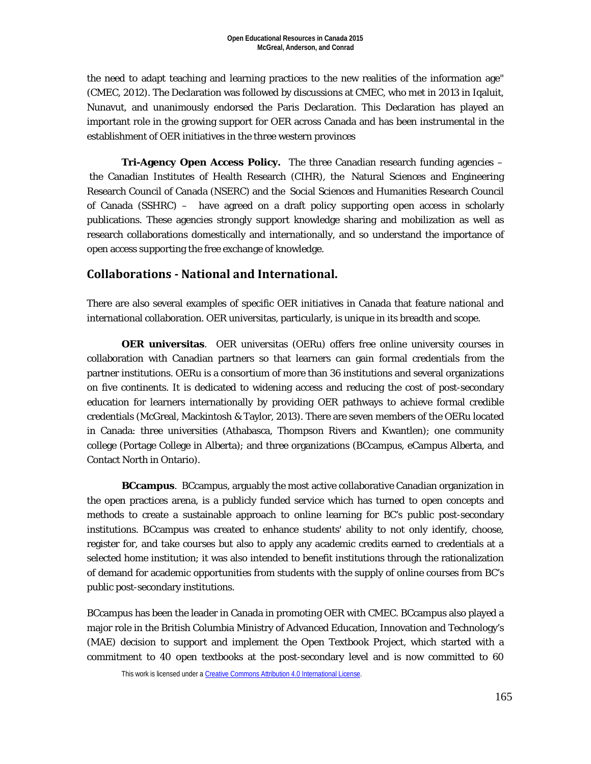the need to adapt teaching and learning practices to the new realities of the information age" (CMEC, 2012). The Declaration was followed by discussions at CMEC, who met in 2013 in Iqaluit, Nunavut, and unanimously endorsed the Paris Declaration. This Declaration has played an important role in the growing support for OER across Canada and has been instrumental in the establishment of OER initiatives in the three western provinces

**Tri-Agency Open Access Policy.** The three Canadian research funding agencies – the Canadian Institutes of Health Research (CIHR), the Natural Sciences and Engineering Research Council of Canada (NSERC) and the Social Sciences and Humanities Research Council of Canada (SSHRC) – have agreed on a draft policy supporting open access in scholarly publications. These agencies strongly support knowledge sharing and mobilization as well as research collaborations domestically and internationally, and so understand the importance of open access supporting the free exchange of knowledge.

## Collaborations - National and International.

There are also several examples of specific OER initiatives in Canada that feature national and international collaboration. OER universitas, particularly, is unique in its breadth and scope.

**OER universitas**. OER universitas (OERu) offers free online university courses in collaboration with Canadian partners so that learners can gain formal credentials from the partner institutions. OERu is a consortium of more than 36 institutions and several organizations on five continents. It is dedicated to widening access and reducing the cost of post-secondary education for learners internationally by providing OER pathways to achieve formal credible credentials (McGreal, Mackintosh & Taylor, 2013). There are seven members of the OERu located in Canada: three universities (Athabasca, Thompson Rivers and Kwantlen); one community college (Portage College in Alberta); and three organizations (BCcampus, eCampus Alberta, and Contact North in Ontario).

**BCcampus**. BCcampus, arguably the most active collaborative Canadian organization in the open practices arena, is a publicly funded service which has turned to open concepts and methods to create a sustainable approach to online learning for BC's public post-secondary institutions. BCcampus was created to enhance students' ability to not only identify, choose, register for, and take courses but also to apply any academic credits earned to credentials at a selected home institution; it was also intended to benefit institutions through the rationalization of demand for academic opportunities from students with the supply of online courses from BC's public post-secondary institutions.

BCcampus has been the leader in Canada in promoting OER with CMEC. BCcampus also played a major role in the British Columbia Ministry of Advanced Education, Innovation and Technology's (MAE) decision to support and implement the Open Textbook Project, which started with a commitment to 40 open textbooks at the post-secondary level and is now committed to 60

This work is licensed under a Creative Commons Attribution 4.0 International License.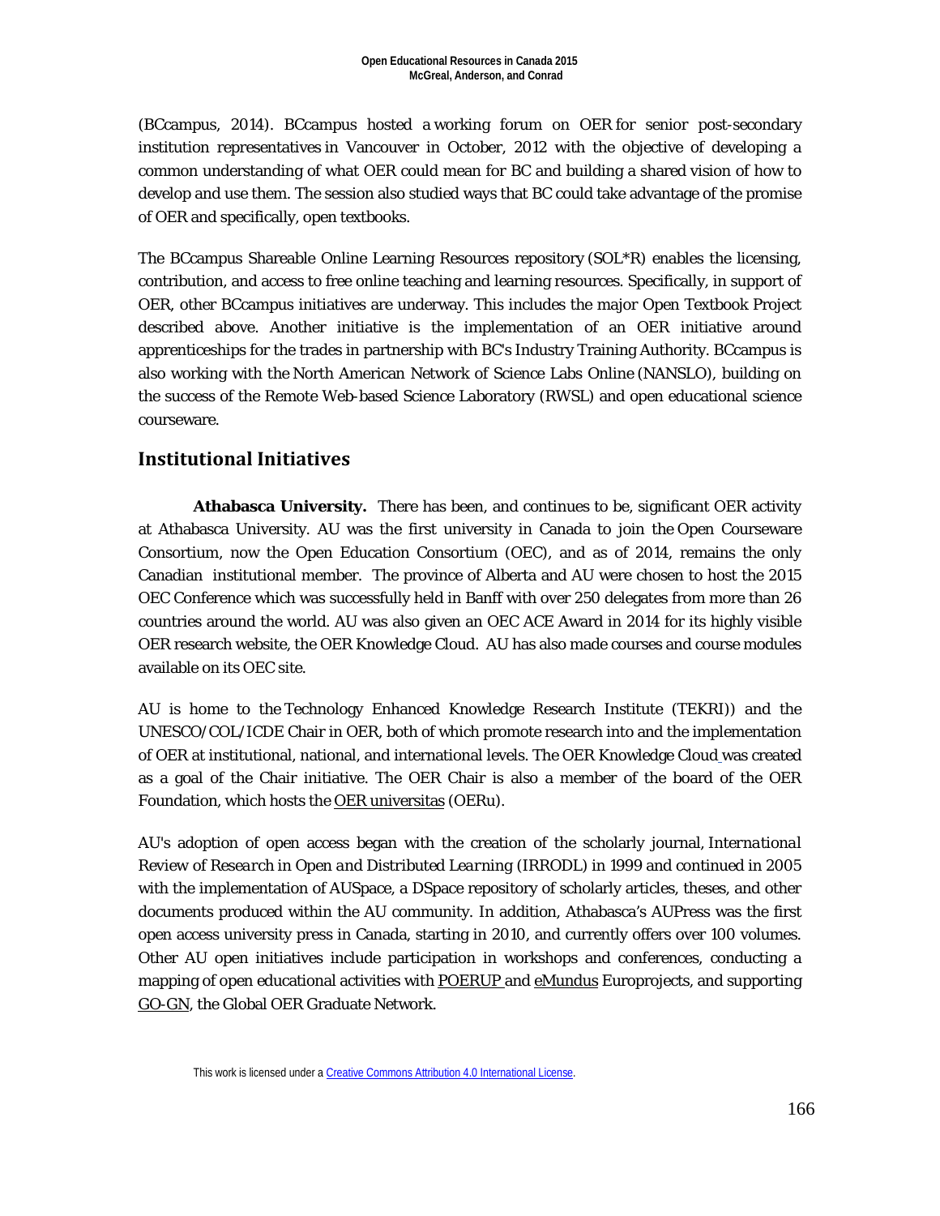(BCcampus, 2014). BCcampus hosted a working forum on OER for senior post-secondary institution representatives in Vancouver in October, 2012 with the objective of developing a common understanding of what OER could mean for BC and building a shared vision of how to develop and use them. The session also studied ways that BC could take advantage of the promise of OER and specifically, open textbooks.

The BCcampus Shareable Online Learning Resources repository (SOL*R) enables the licensing, contribution, and access to free online teaching and learning resources. Specifically, in support of OER, other BCcampus initiatives are underway. This includes the major Open Textbook Project described above. Another initiative is the implementation of an OER initiative around apprenticeships for the trades in partnership with BC's Industry Training Authority. BCcampus is also working with the North American Network of Science Labs Online (NANSLO), building on the success of the Remote Web-based Science Laboratory (RWSL) and open educational science courseware.

## Institutional Initiatives

**Athabasca University.** There has been, and continues to be, significant OER activity at Athabasca University. AU was the first university in Canada to join the Open Courseware Consortium, now the Open Education Consortium (OEC), and as of 2014, remains the only Canadian institutional member. The province of Alberta and AU were chosen to host the 2015 OEC Conference which was successfully held in Banff with over 250 delegates from more than 26 countries around the world. AU was also given an OEC ACE Award in 2014 for its highly visible OER research website, the OER Knowledge Cloud. AU has also made courses and course modules available on its OEC site.

AU is home to the Technology Enhanced Knowledge Research Institute (TEKRI)) and the UNESCO/COL/ICDE Chair in OER, both of which promote research into and the implementation of OER at institutional, national, and international levels. The OER Knowledge Cloud was created as a goal of the Chair initiative. The OER Chair is also a member of the board of the OER Foundation, which hosts the OER universitas (OERu).

AU's adoption of open access began with the creation of the scholarly journal, *International Review of Research in Open and Distributed Learning* (IRRODL) in 1999 and continued in 2005 with the implementation of AUSpace, a DSpace repository of scholarly articles, theses, and other documents produced within the AU community. In addition, Athabasca's AUPress was the first open access university press in Canada, starting in 2010, and currently offers over 100 volumes. Other AU open initiatives include participation in workshops and conferences, conducting a mapping of open educational activities with POERUP and eMundus Europrojects, and supporting GO-GN, the Global OER Graduate Network.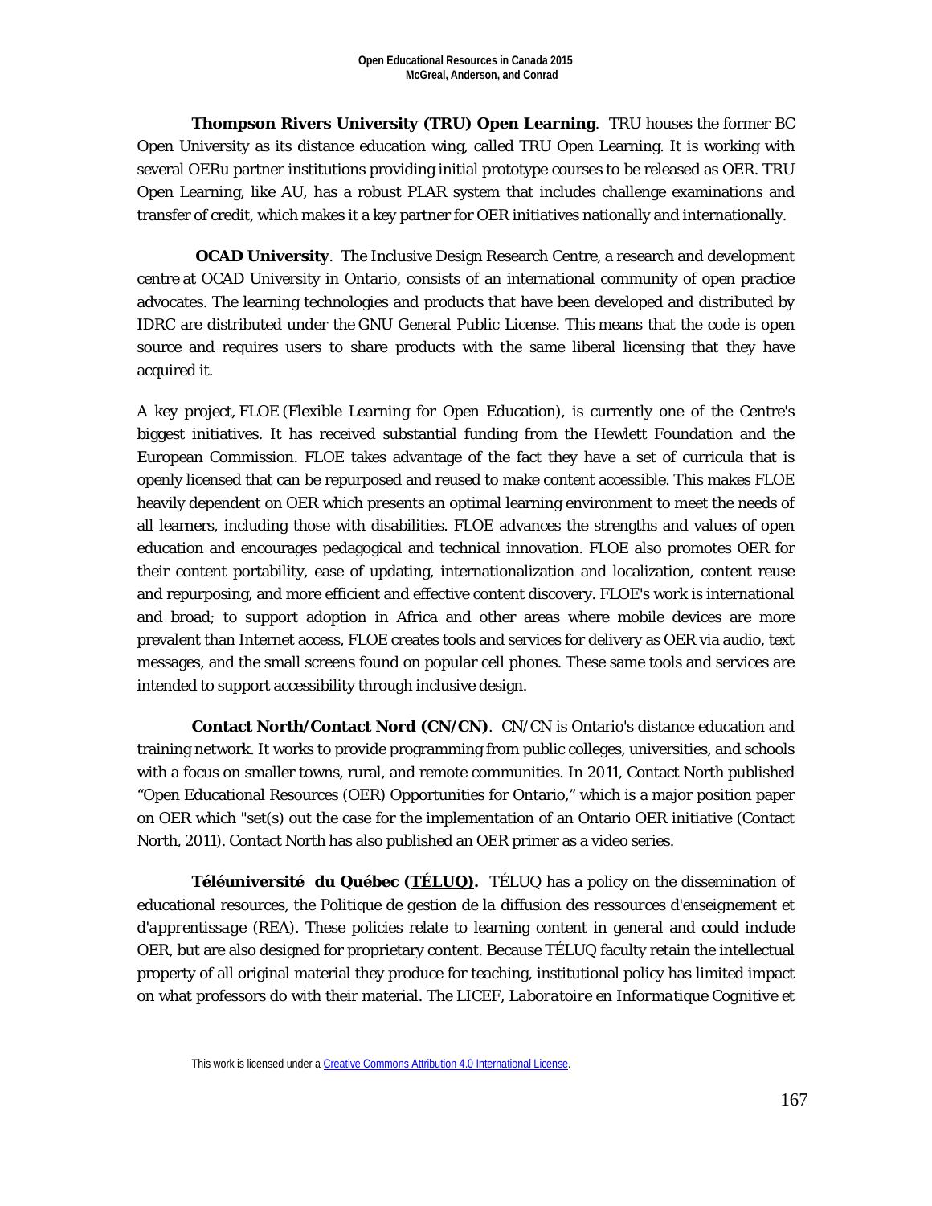**Thompson Rivers University (TRU) Open Learning**. TRU houses the former BC Open University as its distance education wing, called TRU Open Learning. It is working with several OERu partner institutions providing initial prototype courses to be released as OER. TRU Open Learning, like AU, has a robust PLAR system that includes challenge examinations and transfer of credit, which makes it a key partner for OER initiatives nationally and internationally.

**OCAD University**. The Inclusive Design Research Centre, a research and development centre at OCAD University in Ontario, consists of an international community of open practice advocates. The learning technologies and products that have been developed and distributed by IDRC are distributed under the GNU General Public License. This means that the code is open source and requires users to share products with the same liberal licensing that they have acquired it.

A key project, FLOE (Flexible Learning for Open Education), is currently one of the Centre's biggest initiatives. It has received substantial funding from the Hewlett Foundation and the European Commission. FLOE takes advantage of the fact they have a set of curricula that is openly licensed that can be repurposed and reused to make content accessible. This makes FLOE heavily dependent on OER which presents an optimal learning environment to meet the needs of all learners, including those with disabilities. FLOE advances the strengths and values of open education and encourages pedagogical and technical innovation. FLOE also promotes OER for their content portability, ease of updating, internationalization and localization, content reuse and repurposing, and more efficient and effective content discovery. FLOE's work is international and broad; to support adoption in Africa and other areas where mobile devices are more prevalent than Internet access, FLOE creates tools and services for delivery as OER via audio, text messages, and the small screens found on popular cell phones. These same tools and services are intended to support accessibility through inclusive design.

**Contact North/Contact Nord (CN/CN)**. CN/CN is Ontario's distance education and training network. It works to provide programming from public colleges, universities, and schools with a focus on smaller towns, rural, and remote communities. In 2011, Contact North published "Open Educational Resources (OER) Opportunities for Ontario," which is a major position paper on OER which "set(s) out the case for the implementation of an Ontario OER initiative (Contact North, 2011). Contact North has also published an OER primer as a video series.

**Téléuniversité du Québec (TÉLUQ).** TÉLUQ has a policy on the dissemination of educational resources, the *Politique de gestion de la diffusion des ressources d'enseignement et d'apprentissage* (REA). These policies relate to learning content in general and could include OER, but are also designed for proprietary content. Because TÉLUQ faculty retain the intellectual property of all original material they produce for teaching, institutional policy has limited impact on what professors do with their material. The LICEF, *Laboratoire en Informatique Cognitive et*

This work is licensed under a Creative Commons Attribution 4.0 International License.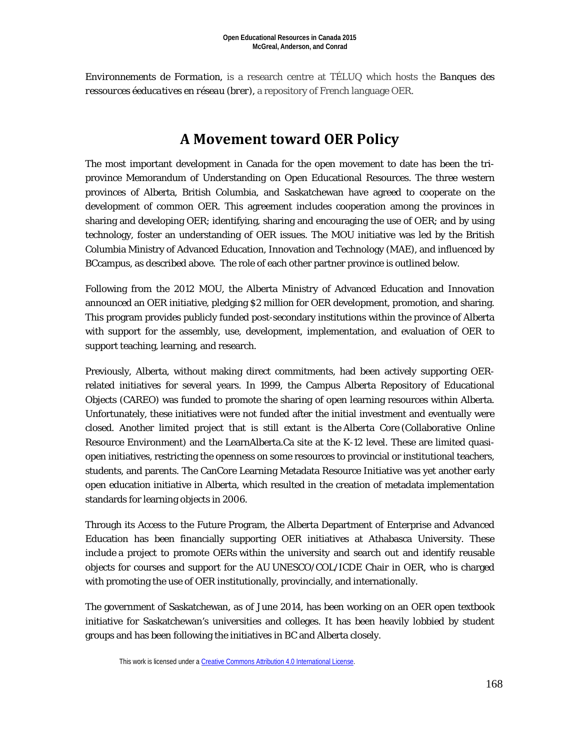*Environnements de Formation*, is a research centre at TÉLUQ which hosts the *Banques des ressources éeducatives en réseau (brer)*, a repository of French language OER.

## A Movement toward OER Policy

The most important development in Canada for the open movement to date has been the tri-province Memorandum of Understanding on Open Educational Resources. The three western provinces of Alberta, British Columbia, and Saskatchewan have agreed to cooperate on the development of common OER. This agreement includes cooperation among the provinces in sharing and developing OER; identifying, sharing and encouraging the use of OER; and by using technology, foster an understanding of OER issues. The MOU initiative was led by the British Columbia Ministry of Advanced Education, Innovation and Technology (MAE), and influenced by BCcampus, as described above. The role of each other partner province is outlined below.

Following from the 2012 MOU, the Alberta Ministry of Advanced Education and Innovation announced an OER initiative, pledging $2 million for OER development, promotion, and sharing. This program provides publicly funded post-secondary institutions within the province of Alberta with support for the assembly, use, development, implementation, and evaluation of OER to support teaching, learning, and research.

Previously, Alberta, without making direct commitments, had been actively supporting OER-related initiatives for several years. In 1999, the Campus Alberta Repository of Educational Objects (CAREO) was funded to promote the sharing of open learning resources within Alberta. Unfortunately, these initiatives were not funded after the initial investment and eventually were closed. Another limited project that is still extant is the Alberta Core (Collaborative Online Resource Environment) and the LearnAlberta.Ca site at the K-12 level. These are limited quasi-open initiatives, restricting the openness on some resources to provincial or institutional teachers, students, and parents. The CanCore Learning Metadata Resource Initiative was yet another early open education initiative in Alberta, which resulted in the creation of metadata implementation standards for learning objects in 2006.

Through its Access to the Future Program, the Alberta Department of Enterprise and Advanced Education has been financially supporting OER initiatives at Athabasca University. These include a project to promote OERs within the university and search out and identify reusable objects for courses and support for the AU UNESCO/COL/ICDE Chair in OER, who is charged with promoting the use of OER institutionally, provincially, and internationally.

The government of Saskatchewan, as of June 2014, has been working on an OER open textbook initiative for Saskatchewan's universities and colleges. It has been heavily lobbied by student groups and has been following the initiatives in BC and Alberta closely.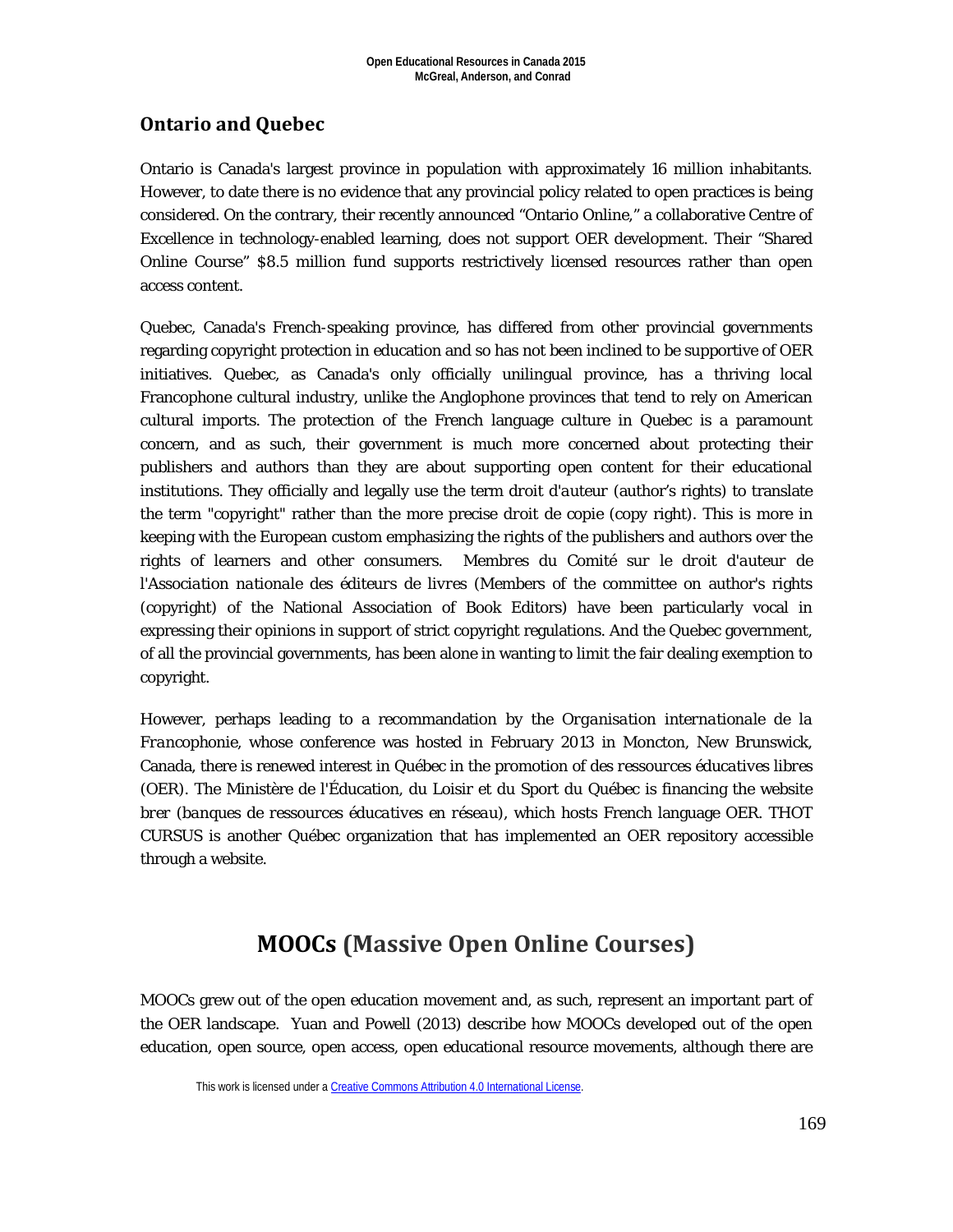## Ontario and Quebec

Ontario is Canada's largest province in population with approximately 16 million inhabitants. However, to date there is no evidence that any provincial policy related to open practices is being considered. On the contrary, their recently announced "Ontario Online," a collaborative Centre of Excellence in technology-enabled learning, does not support OER development. Their "Shared Online Course" $8.5 million fund supports restrictively licensed resources rather than open access content.

Quebec, Canada's French-speaking province, has differed from other provincial governments regarding copyright protection in education and so has not been inclined to be supportive of OER initiatives. Quebec, as Canada's only officially unilingual province, has a thriving local Francophone cultural industry, unlike the Anglophone provinces that tend to rely on American cultural imports. The protection of the French language culture in Quebec is a paramount concern, and as such, their government is much more concerned about protecting their publishers and authors than they are about supporting open content for their educational institutions. They officially and legally use the term *droit d'auteur* (author's rights) to translate the term "copyright" rather than the more precise droit de copie (copy right). This is more in keeping with the European custom emphasizing the rights of the publishers and authors over the rights of learners and other consumers. *Membres du Comité sur le droit d'auteur de l'Association nationale des éditeurs de livres* (Members of the committee on author's rights (copyright) of the National Association of Book Editors) have been particularly vocal in expressing their opinions in support of strict copyright regulations. And the Quebec government, of all the provincial governments, has been alone in wanting to limit the fair dealing exemption to copyright.

However, perhaps leading to a recommandation by the *Organisation internationale de la Francophonie*, whose conference was hosted in February 2013 in Moncton, New Brunswick, Canada, there is renewed interest in Québec in the promotion of *des ressources éducatives libres* (OER). The Ministère de l'Éducation, du Loisir et du Sport du Québec is financing the website *brer* (*banques de ressources éducatives en réseau*), which hosts French language OER. THOT CURSUS is another Québec organization that has implemented an OER repository accessible through a website.

# MOOCs (Massive Open Online Courses)

MOOCs grew out of the open education movement and, as such, represent an important part of the OER landscape. Yuan and Powell (2013) describe how MOOCs developed out of the open education, open source, open access, open educational resource movements, although there are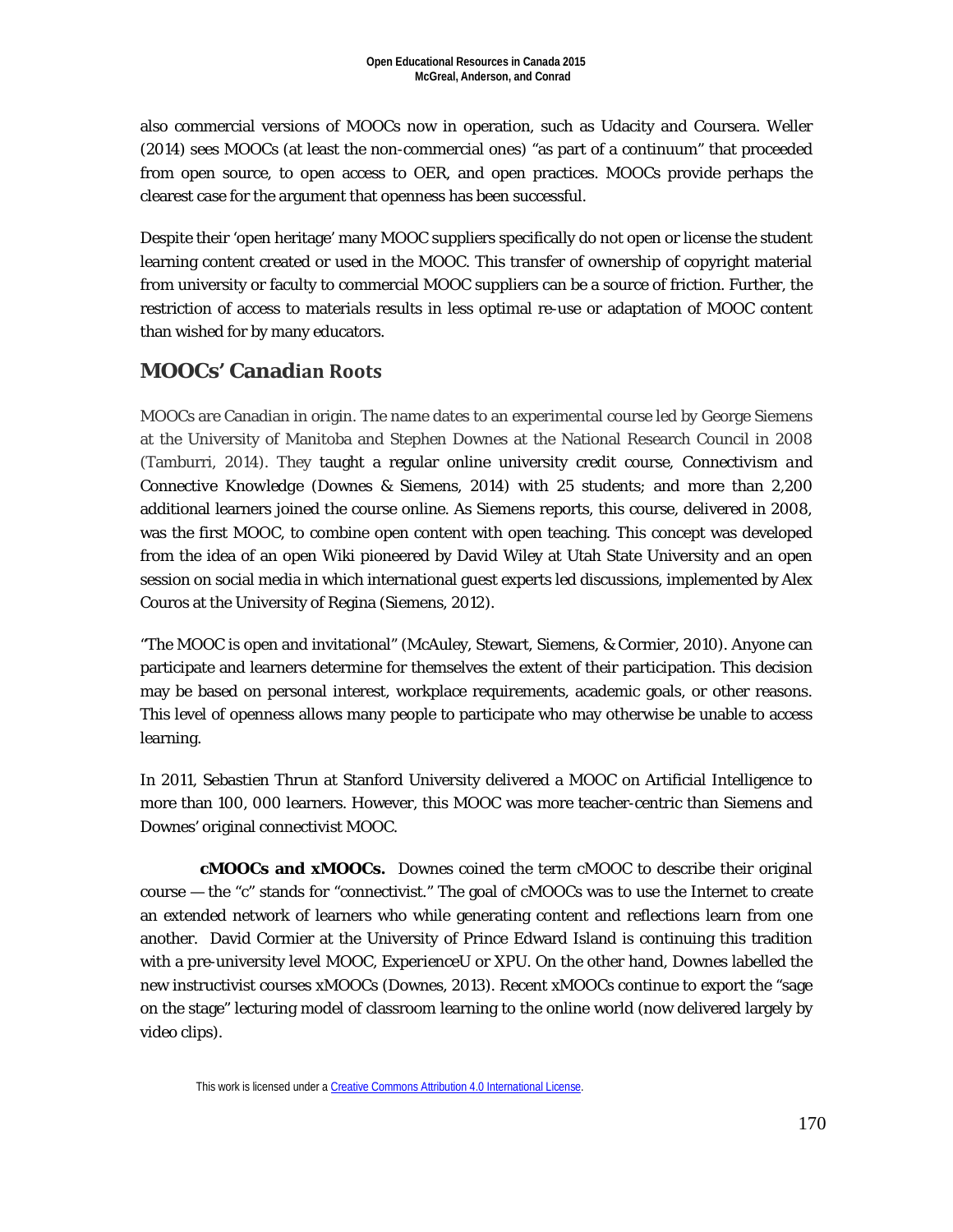also commercial versions of MOOCs now in operation, such as Udacity and Coursera. Weller (2014) sees MOOCs (at least the non-commercial ones) "as part of a continuum" that proceeded from open source, to open access to OER, and open practices. MOOCs provide perhaps the clearest case for the argument that openness has been successful.

Despite their 'open heritage' many MOOC suppliers specifically do not open or license the student learning content created or used in the MOOC. This transfer of ownership of copyright material from university or faculty to commercial MOOC suppliers can be a source of friction. Further, the restriction of access to materials results in less optimal re-use or adaptation of MOOC content than wished for by many educators.

## MOOCs' Canadian Roots

MOOCs are Canadian in origin. The name dates to an experimental course led by George Siemens at the University of Manitoba and Stephen Downes at the National Research Council in 2008 (Tamburri, 2014). They taught a regular online university credit course, Connectivism and Connective Knowledge (Downes & Siemens, 2014) with 25 students; and more than 2,200 additional learners joined the course online. As Siemens reports, this course, delivered in 2008, was the first MOOC, to combine open content with open teaching. This concept was developed from the idea of an open Wiki pioneered by David Wiley at Utah State University and an open session on social media in which international guest experts led discussions, implemented by Alex Couros at the University of Regina (Siemens, 2012).

"The MOOC is open and invitational" (McAuley, Stewart, Siemens, & Cormier, 2010). Anyone can participate and learners determine for themselves the extent of their participation. This decision may be based on personal interest, workplace requirements, academic goals, or other reasons. This level of openness allows many people to participate who may otherwise be unable to access learning.

In 2011, Sebastien Thrun at Stanford University delivered a MOOC on Artificial Intelligence to more than 100, 000 learners. However, this MOOC was more teacher-centric than Siemens and Downes' original connectivist MOOC.

**cMOOCs and xMOOCs.** Downes coined the term cMOOC to describe their original course — the "c" stands for "connectivist." The goal of cMOOCs was to use the Internet to create an extended network of learners who while generating content and reflections learn from one another. David Cormier at the University of Prince Edward Island is continuing this tradition with a pre-university level MOOC, ExperienceU or XPU. On the other hand, Downes labelled the new instructivist courses xMOOCs (Downes, 2013). Recent xMOOCs continue to export the "sage on the stage" lecturing model of classroom learning to the online world (now delivered largely by video clips).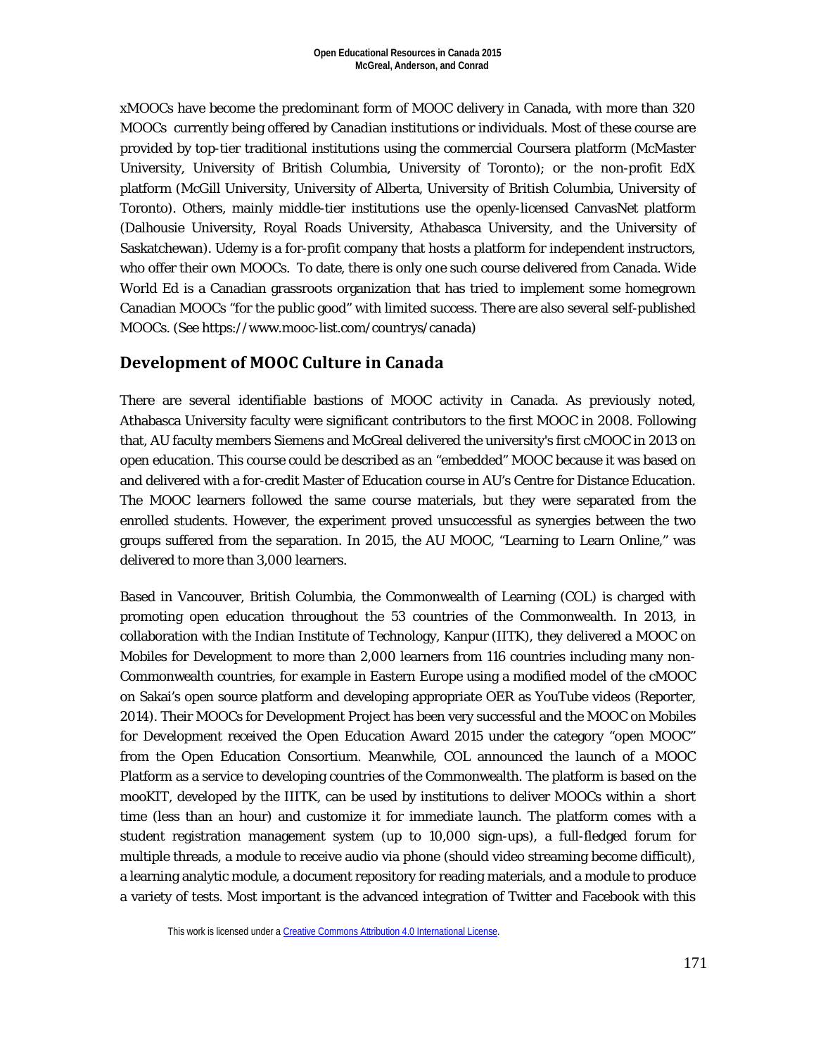xMOOCs have become the predominant form of MOOC delivery in Canada, with more than 320 MOOCs currently being offered by Canadian institutions or individuals. Most of these course are provided by top-tier traditional institutions using the commercial Coursera platform (McMaster University, University of British Columbia, University of Toronto); or the non-profit EdX platform (McGill University, University of Alberta, University of British Columbia, University of Toronto). Others, mainly middle-tier institutions use the openly-licensed CanvasNet platform (Dalhousie University, Royal Roads University, Athabasca University, and the University of Saskatchewan). Udemy is a for-profit company that hosts a platform for independent instructors, who offer their own MOOCs. To date, there is only one such course delivered from Canada. Wide World Ed is a Canadian grassroots organization that has tried to implement some homegrown Canadian MOOCs "for the public good" with limited success. There are also several self-published MOOCs. (See https://www.mooc-list.com/countrys/canada)

## Development of MOOC Culture in Canada

There are several identifiable bastions of MOOC activity in Canada. As previously noted, Athabasca University faculty were significant contributors to the first MOOC in 2008. Following that, AU faculty members Siemens and McGreal delivered the university's first cMOOC in 2013 on open education. This course could be described as an "embedded" MOOC because it was based on and delivered with a for-credit Master of Education course in AU's Centre for Distance Education. The MOOC learners followed the same course materials, but they were separated from the enrolled students. However, the experiment proved unsuccessful as synergies between the two groups suffered from the separation. In 2015, the AU MOOC, "Learning to Learn Online," was delivered to more than 3,000 learners.

Based in Vancouver, British Columbia, the Commonwealth of Learning (COL) is charged with promoting open education throughout the 53 countries of the Commonwealth. In 2013, in collaboration with the Indian Institute of Technology, Kanpur (IITK), they delivered a MOOC on Mobiles for Development to more than 2,000 learners from 116 countries including many non-Commonwealth countries, for example in Eastern Europe using a modified model of the cMOOC on Sakai's open source platform and developing appropriate OER as YouTube videos (Reporter, 2014). Their MOOCs for Development Project has been very successful and the MOOC on Mobiles for Development received the Open Education Award 2015 under the category "open MOOC" from the Open Education Consortium. Meanwhile, COL announced the launch of a MOOC Platform as a service to developing countries of the Commonwealth. The platform is based on the mooKIT, developed by the IIITK, can be used by institutions to deliver MOOCs within a short time (less than an hour) and customize it for immediate launch. The platform comes with a student registration management system (up to 10,000 sign-ups), a full-fledged forum for multiple threads, a module to receive audio via phone (should video streaming become difficult), a learning analytic module, a document repository for reading materials, and a module to produce a variety of tests. Most important is the advanced integration of Twitter and Facebook with this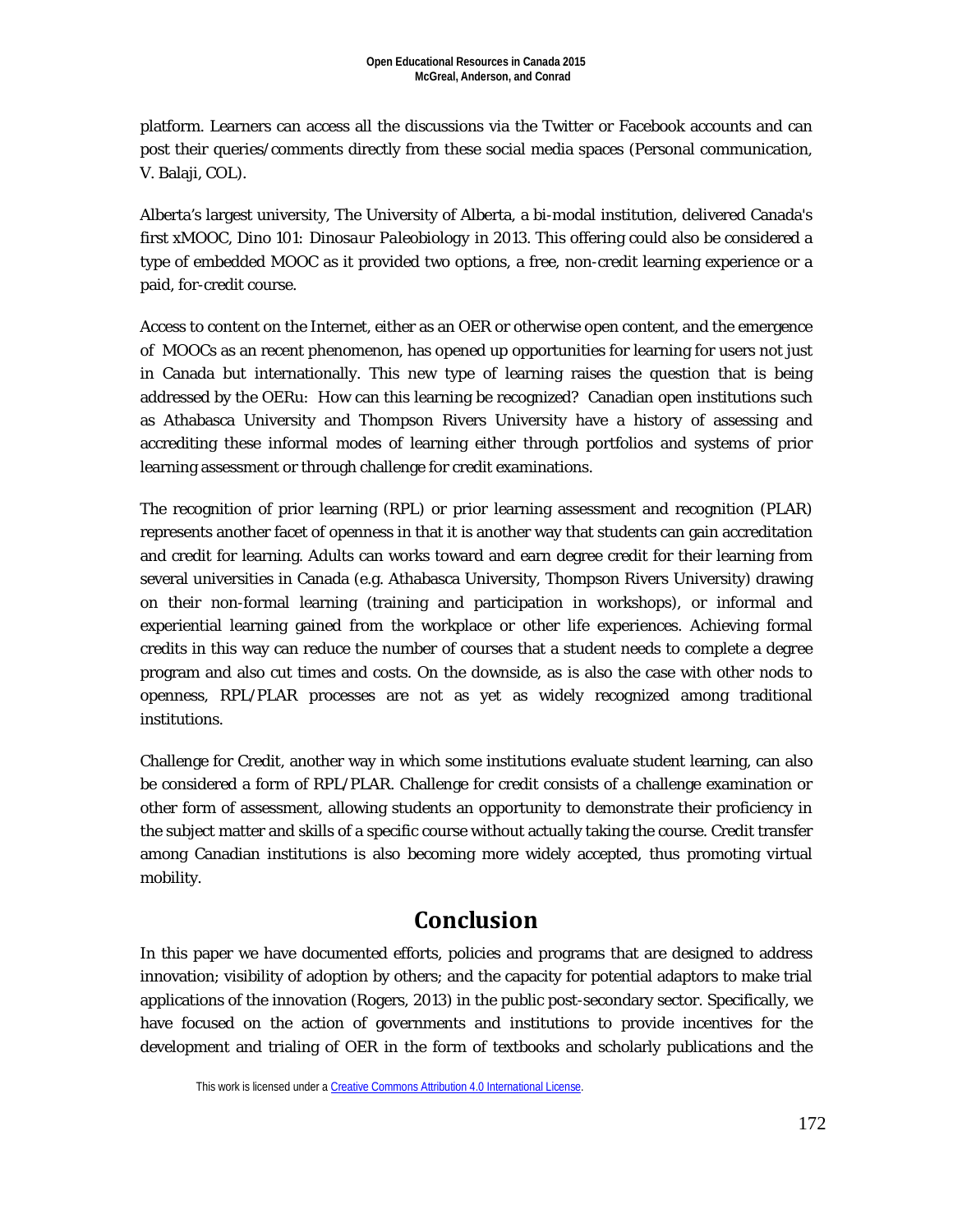platform. Learners can access all the discussions via the Twitter or Facebook accounts and can post their queries/comments directly from these social media spaces (Personal communication, V. Balaji, COL).

Alberta's largest university, The University of Alberta, a bi-modal institution, delivered Canada's first xMOOC, *Dino 101: Dinosaur Paleobiology* in 2013. This offering could also be considered a type of embedded MOOC as it provided two options, a free, non-credit learning experience or a paid, for-credit course.

Access to content on the Internet, either as an OER or otherwise open content, and the emergence of MOOCs as an recent phenomenon, has opened up opportunities for learning for users not just in Canada but internationally. This new type of learning raises the question that is being addressed by the OERu: How can this learning be recognized? Canadian open institutions such as Athabasca University and Thompson Rivers University have a history of assessing and accrediting these informal modes of learning either through portfolios and systems of prior learning assessment or through challenge for credit examinations.

The recognition of prior learning (RPL) or prior learning assessment and recognition (PLAR) represents another facet of openness in that it is another way that students can gain accreditation and credit for learning. Adults can works toward and earn degree credit for their learning from several universities in Canada (e.g. Athabasca University, Thompson Rivers University) drawing on their non-formal learning (training and participation in workshops), or informal and experiential learning gained from the workplace or other life experiences. Achieving formal credits in this way can reduce the number of courses that a student needs to complete a degree program and also cut times and costs. On the downside, as is also the case with other nods to openness, RPL/PLAR processes are not as yet as widely recognized among traditional institutions.

Challenge for Credit, another way in which some institutions evaluate student learning, can also be considered a form of RPL/PLAR. Challenge for credit consists of a challenge examination or other form of assessment, allowing students an opportunity to demonstrate their proficiency in the subject matter and skills of a specific course without actually taking the course. Credit transfer among Canadian institutions is also becoming more widely accepted, thus promoting virtual mobility.

## Conclusion

In this paper we have documented efforts, policies and programs that are designed to address innovation; visibility of adoption by others; and the capacity for potential adaptors to make trial applications of the innovation (Rogers, 2013) in the public post-secondary sector. Specifically, we have focused on the action of governments and institutions to provide incentives for the development and trialing of OER in the form of textbooks and scholarly publications and the

This work is licensed under a Creative Commons Attribution 4.0 International License.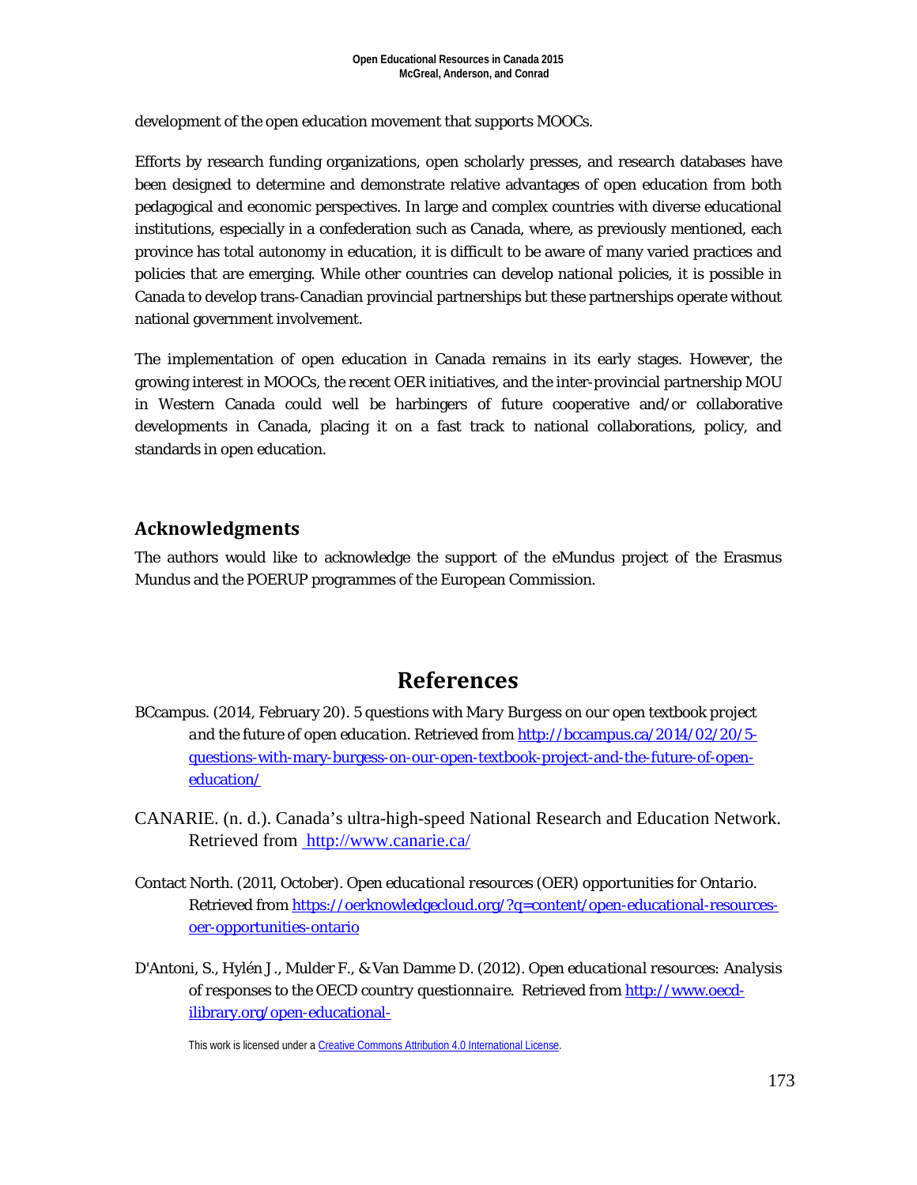development of the open education movement that supports MOOCs.

Efforts by research funding organizations, open scholarly presses, and research databases have been designed to determine and demonstrate relative advantages of open education from both pedagogical and economic perspectives. In large and complex countries with diverse educational institutions, especially in a confederation such as Canada, where, as previously mentioned, each province has total autonomy in education, it is difficult to be aware of many varied practices and policies that are emerging. While other countries can develop national policies, it is possible in Canada to develop trans-Canadian provincial partnerships but these partnerships operate without national government involvement.

The implementation of open education in Canada remains in its early stages. However, the growing interest in MOOCs, the recent OER initiatives, and the inter-provincial partnership MOU in Western Canada could well be harbingers of future cooperative and/or collaborative developments in Canada, placing it on a fast track to national collaborations, policy, and standards in open education.

## Acknowledgments

The authors would like to acknowledge the support of the eMundus project of the Erasmus Mundus and the POERUP programmes of the European Commission.

# References

BCcampus. (2014, February 20). *5 questions with Mary Burgess on our open textbook project and the future of open education*. Retrieved from http://bccampus.ca/2014/02/20/5-questions-with-mary-burgess-on-our-open-textbook-project-and-the-future-of-open-education/

CANARIE. (n. d.). Canada's ultra-high-speed National Research and Education Network. Retrieved from http://www.canarie.ca/

Contact North. (2011, October). *Open educational resources (OER) opportunities for Ontario*. Retrieved from https://oerknowledgecloud.org/?q=content/open-educational-resources-oer-opportunities-ontario

D'Antoni, S., Hylén J., Mulder F., & Van Damme D. (2012). *Open educational resources: Analysis of responses to the OECD country questionnaire*. Retrieved from http://www.oecd-ilibrary.org/open-educational-

This work is licensed under a Creative Commons Attribution 4.0 International License.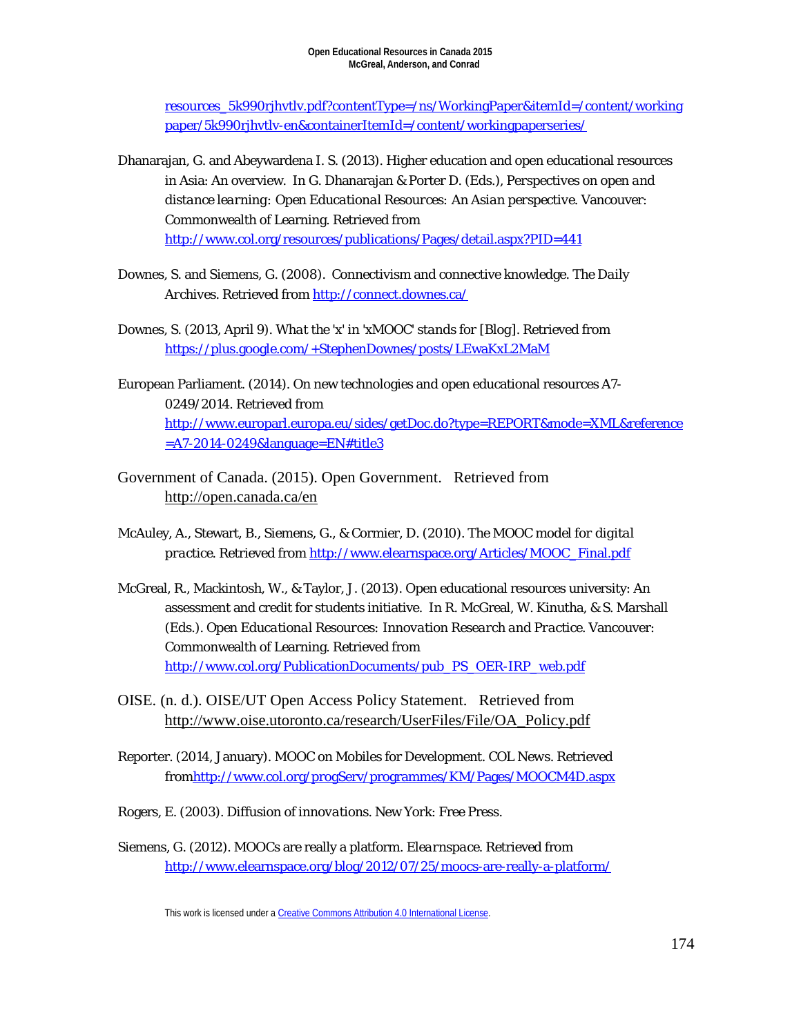resources_5k990rjhvtlv.pdf?contentType=/ns/WorkingPaper&itemId=/content/workingpaper/5k990rjhvtlv-en&containerItemId=/content/workingpaperseries/

Dhanarajan, G. and Abeywardena I. S. (2013). Higher education and open educational resources in Asia: An overview. In G. Dhanarajan & Porter D. (Eds.), *Perspectives on open and distance learning: Open Educational Resources: An Asian perspective*. Vancouver: Commonwealth of Learning. Retrieved from http://www.col.org/resources/publications/Pages/detail.aspx?PID=441

Downes, S. and Siemens, G. (2008). Connectivism and connective knowledge. *The Daily Archives*. Retrieved from http://connect.downes.ca/

Downes, S. (2013, April 9). *What the 'x' in 'xMOOC' stands for* [Blog]. Retrieved from https://plus.google.com/+StephenDownes/posts/LEwaKxL2MaM

European Parliament. (2014). On new technologies and open educational resources A7-0249/2014. Retrieved from http://www.europarl.europa.eu/sides/getDoc.do?type=REPORT&mode=XML&reference=A7-2014-0249&language=EN#title3

Government of Canada. (2015). Open Government. Retrieved from http://open.canada.ca/en

McAuley, A., Stewart, B., Siemens, G., & Cormier, D. (2010). *The MOOC model for digital practice*. Retrieved from http://www.elearnspace.org/Articles/MOOC_Final.pdf

McGreal, R., Mackintosh, W., & Taylor, J. (2013). Open educational resources university: An assessment and credit for students initiative. In R. McGreal, W. Kinutha, & S. Marshall (Eds.). *Open Educational Resources: Innovation Research and Practice*. Vancouver: Commonwealth of Learning. Retrieved from http://www.col.org/PublicationDocuments/pub_PS_OER-IRP_web.pdf

OISE. (n. d.). OISE/UT Open Access Policy Statement. Retrieved from http://www.oise.utoronto.ca/research/UserFiles/File/OA_Policy.pdf

Reporter. (2014, January). MOOC on Mobiles for Development. COL News. Retrieved fromhttp://www.col.org/progServ/programmes/KM/Pages/MOOCM4D.aspx

Rogers, E. (2003). *Diffusion of innovations*. New York: Free Press.

Siemens, G. (2012). MOOCs are really a platform. *Elearnspace*. Retrieved from http://www.elearnspace.org/blog/2012/07/25/moocs-are-really-a-platform/

This work is licensed under a Creative Commons Attribution 4.0 International License.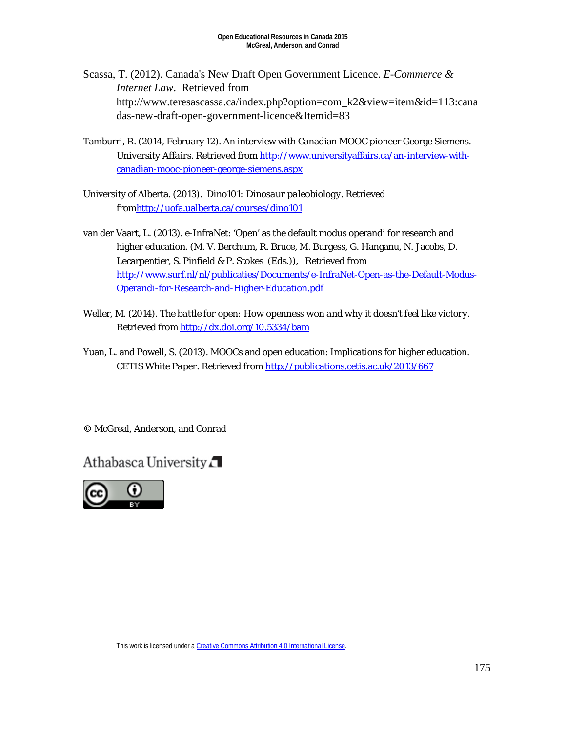Scassa, T. (2012). Canada's New Draft Open Government Licence. *E-Commerce & Internet Law*. Retrieved from http://www.teresascassa.ca/index.php?option=com_k2&view=item&id=113:canadas-new-draft-open-government-licence&Itemid=83

Tamburri, R. (2014, February 12). An interview with Canadian MOOC pioneer George Siemens. *University Affairs*. Retrieved from http://www.universityaffairs.ca/an-interview-with-canadian-mooc-pioneer-george-siemens.aspx

University of Alberta. (2013). *Dino101: Dinosaur paleobiology*. Retrieved fromhttp://uofa.ualberta.ca/courses/dino101

van der Vaart, L. (2013). e-InfraNet: 'Open' as the default modus operandi for research and higher education. (M. V. Berchum, R. Bruce, M. Burgess, G. Hanganu, N. Jacobs, D. Lecarpentier, S. Pinfield & P. Stokes (Eds.)), Retrieved from http://www.surf.nl/nl/publicaties/Documents/e-InfraNet-Open-as-the-Default-Modus-Operandi-for-Research-and-Higher-Education.pdf

Weller, M. (2014). *The battle for open: How openness won and why it doesn't feel like victory*. Retrieved from http://dx.doi.org/10.5334/bam

Yuan, L. and Powell, S. (2013). MOOCs and open education: Implications for higher education. *CETIS White Paper*. Retrieved from http://publications.cetis.ac.uk/2013/667

© McGreal, Anderson, and Conrad

Athabasca University

This work is licensed under a Creative Commons Attribution 4.0 International License.